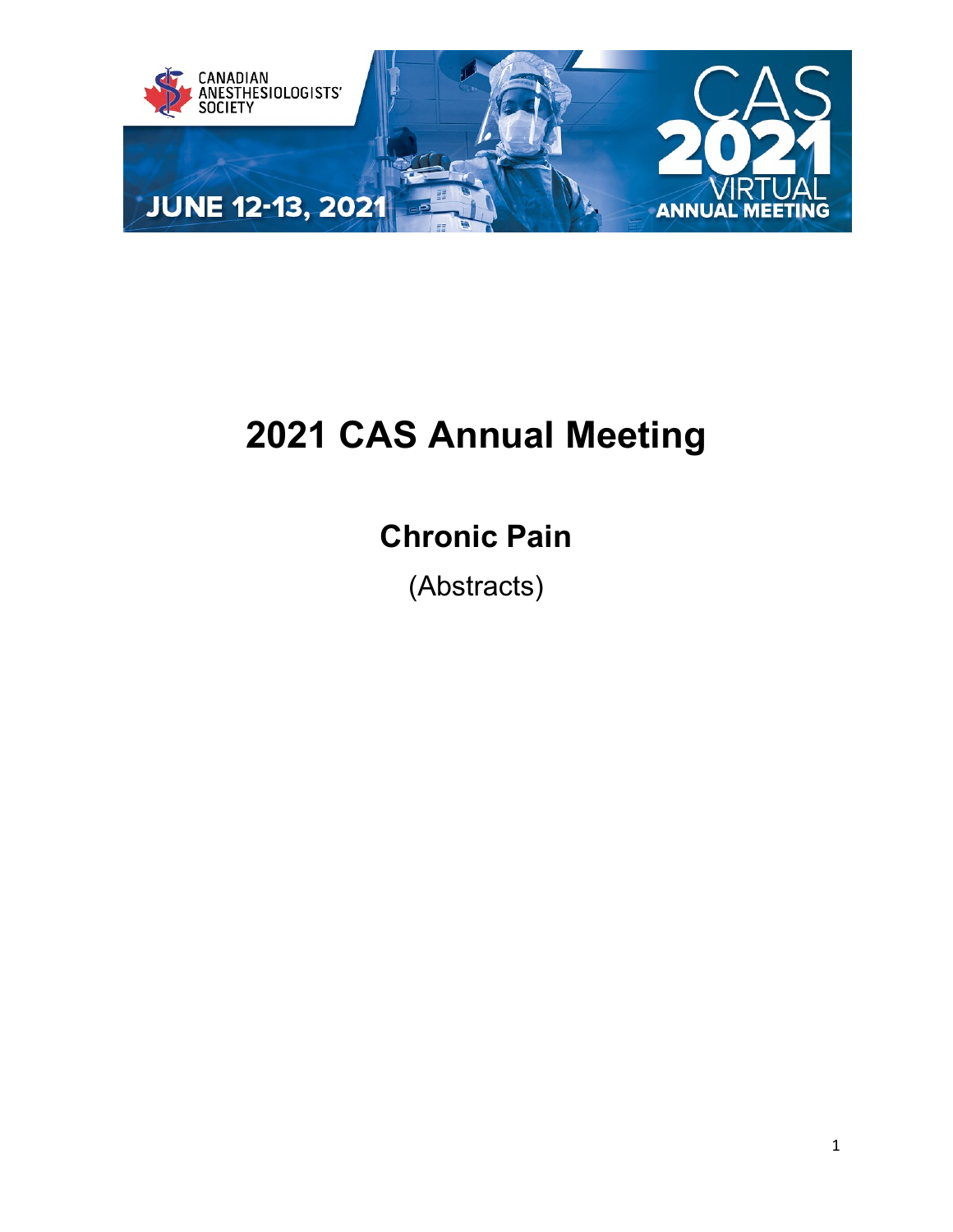# 2021 CAS Annual Meeting

## Chronic Pain

(Abstracts)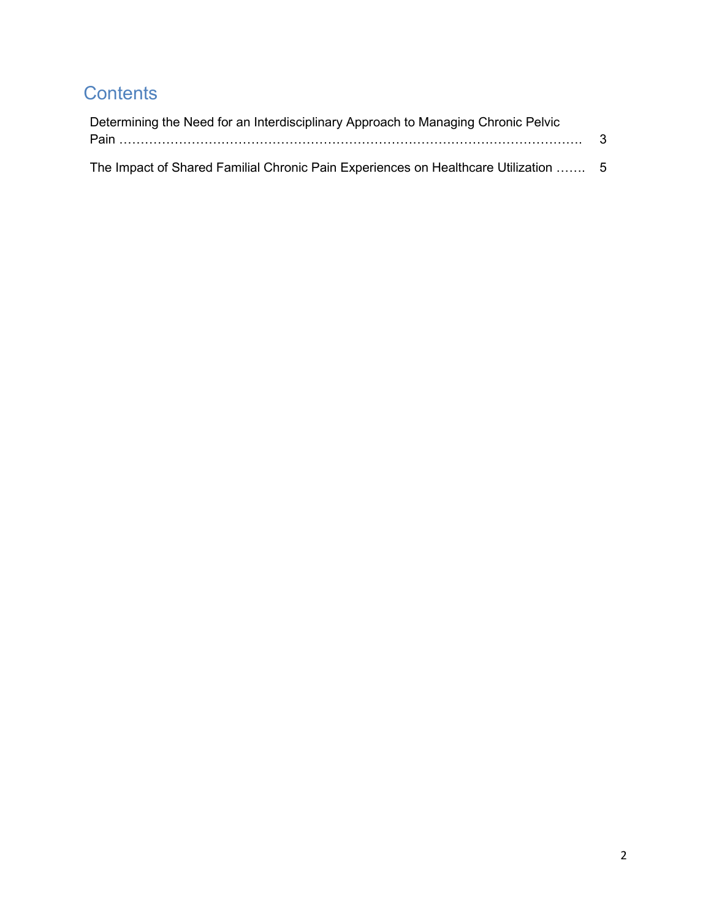# Contents

Determining the Need for an Interdisciplinary Approach to Managing Chronic Pelvic Pain …………………………………………………………………………………………… 3

The Impact of Shared Familial Chronic Pain Experiences on Healthcare Utilization ……. 5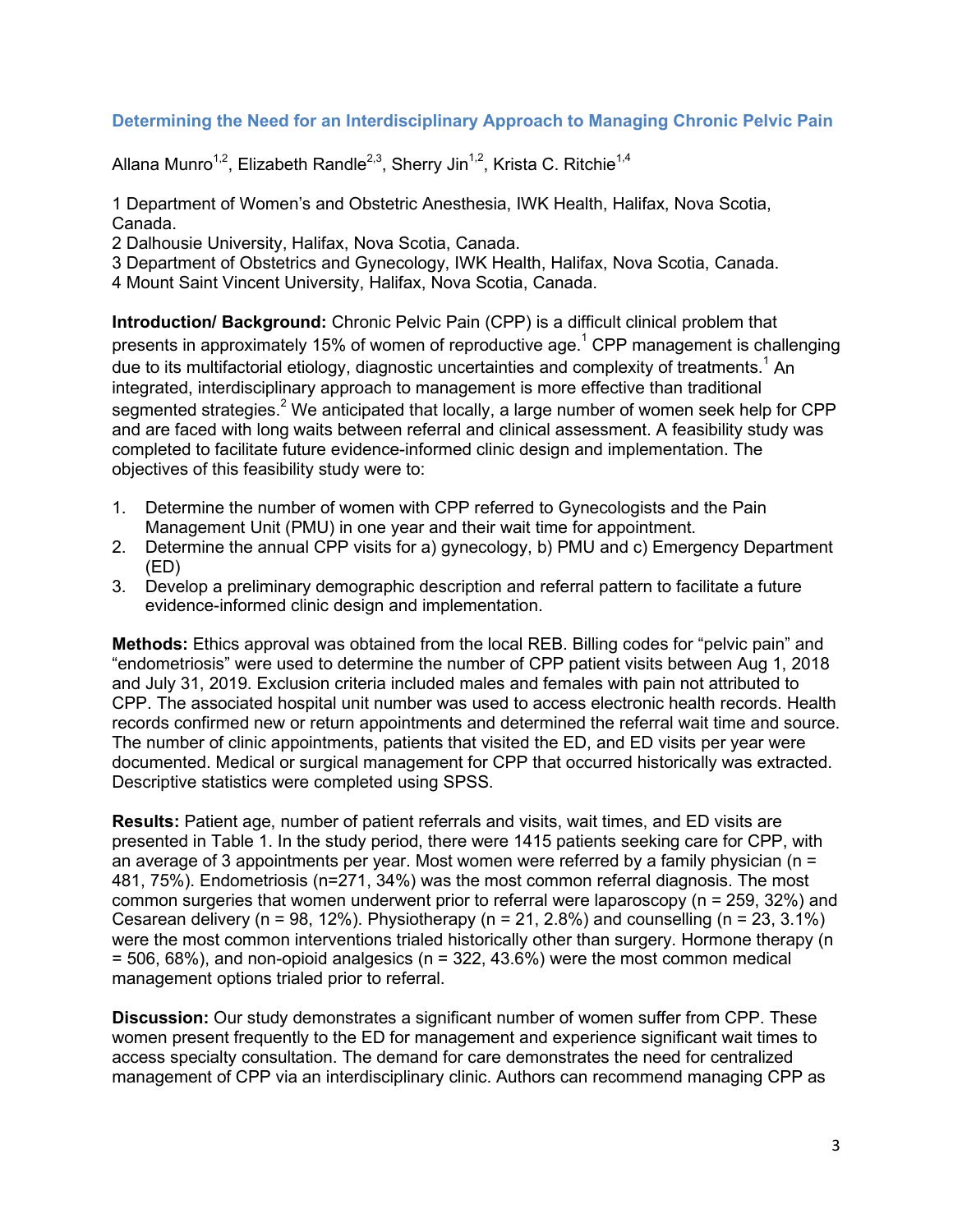## Determining the Need for an Interdisciplinary Approach to Managing Chronic Pelvic Pain

Allana Munro[1,2], Elizabeth Randle[2,3], Sherry Jin[1,2], Krista C. Ritchie[1,4]

1 Department of Women's and Obstetric Anesthesia, IWK Health, Halifax, Nova Scotia, Canada.
2 Dalhousie University, Halifax, Nova Scotia, Canada.
3 Department of Obstetrics and Gynecology, IWK Health, Halifax, Nova Scotia, Canada.
4 Mount Saint Vincent University, Halifax, Nova Scotia, Canada.

**Introduction/ Background:** Chronic Pelvic Pain (CPP) is a difficult clinical problem that presents in approximately 15% of women of reproductive age.[1] CPP management is challenging due to its multifactorial etiology, diagnostic uncertainties and complexity of treatments.[1] An integrated, interdisciplinary approach to management is more effective than traditional segmented strategies.[2] We anticipated that locally, a large number of women seek help for CPP and are faced with long waits between referral and clinical assessment. A feasibility study was completed to facilitate future evidence-informed clinic design and implementation. The objectives of this feasibility study were to:

1. Determine the number of women with CPP referred to Gynecologists and the Pain Management Unit (PMU) in one year and their wait time for appointment.
2. Determine the annual CPP visits for a) gynecology, b) PMU and c) Emergency Department (ED)
3. Develop a preliminary demographic description and referral pattern to facilitate a future evidence-informed clinic design and implementation.

**Methods:** Ethics approval was obtained from the local REB. Billing codes for "pelvic pain" and "endometriosis" were used to determine the number of CPP patient visits between Aug 1, 2018 and July 31, 2019. Exclusion criteria included males and females with pain not attributed to CPP. The associated hospital unit number was used to access electronic health records. Health records confirmed new or return appointments and determined the referral wait time and source. The number of clinic appointments, patients that visited the ED, and ED visits per year were documented. Medical or surgical management for CPP that occurred historically was extracted. Descriptive statistics were completed using SPSS.

**Results:** Patient age, number of patient referrals and visits, wait times, and ED visits are presented in Table 1. In the study period, there were 1415 patients seeking care for CPP, with an average of 3 appointments per year. Most women were referred by a family physician (n = 481, 75%). Endometriosis (n=271, 34%) was the most common referral diagnosis. The most common surgeries that women underwent prior to referral were laparoscopy (n = 259, 32%) and Cesarean delivery (n = 98, 12%). Physiotherapy (n = 21, 2.8%) and counselling (n = 23, 3.1%) were the most common interventions trialed historically other than surgery. Hormone therapy (n = 506, 68%), and non-opioid analgesics (n = 322, 43.6%) were the most common medical management options trialed prior to referral.

**Discussion:** Our study demonstrates a significant number of women suffer from CPP. These women present frequently to the ED for management and experience significant wait times to access specialty consultation. The demand for care demonstrates the need for centralized management of CPP via an interdisciplinary clinic. Authors can recommend managing CPP as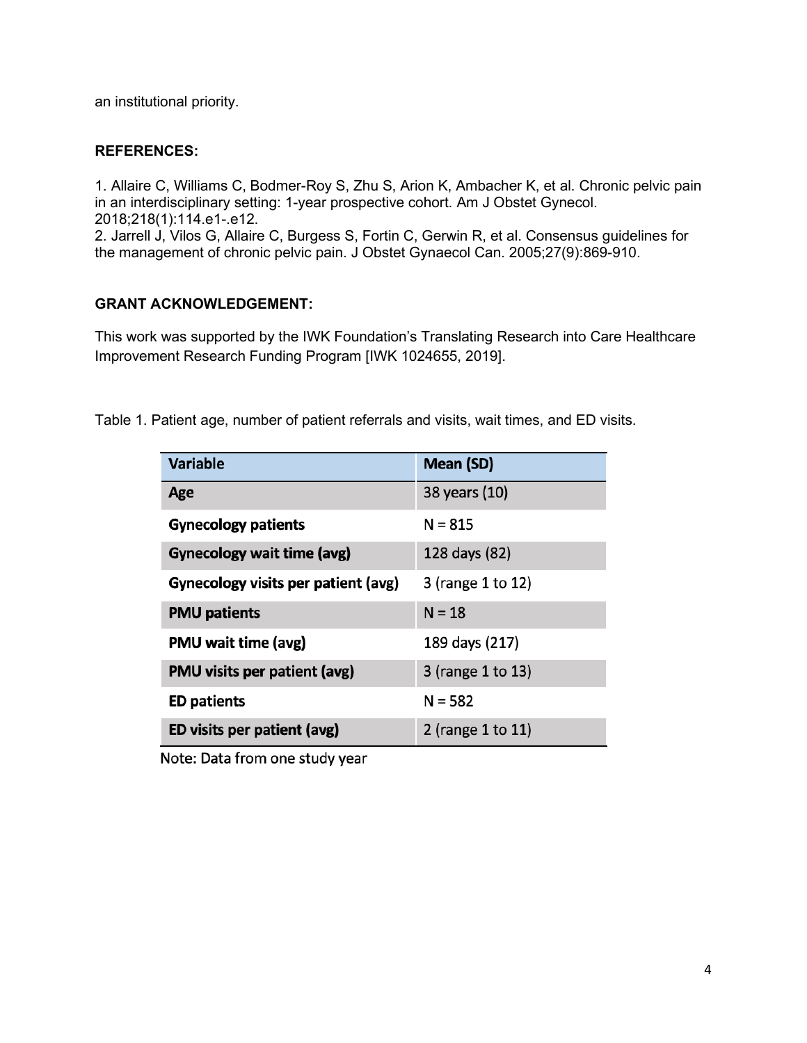an institutional priority.

**REFERENCES:**

1. Allaire C, Williams C, Bodmer-Roy S, Zhu S, Arion K, Ambacher K, et al. Chronic pelvic pain in an interdisciplinary setting: 1-year prospective cohort. Am J Obstet Gynecol. 2018;218(1):114.e1-.e12.
2. Jarrell J, Vilos G, Allaire C, Burgess S, Fortin C, Gerwin R, et al. Consensus guidelines for the management of chronic pelvic pain. J Obstet Gynaecol Can. 2005;27(9):869-910.

**GRANT ACKNOWLEDGEMENT:**

This work was supported by the IWK Foundation's Translating Research into Care Healthcare Improvement Research Funding Program [IWK 1024655, 2019].

Table 1. Patient age, number of patient referrals and visits, wait times, and ED visits.

| Variable | Mean (SD) |
|---|---|
| **Age** | 38 years (10) |
| **Gynecology patients** | N = 815 |
| **Gynecology wait time (avg)** | 128 days (82) |
| **Gynecology visits per patient (avg)** | 3 (range 1 to 12) |
| **PMU patients** | N = 18 |
| **PMU wait time (avg)** | 189 days (217) |
| **PMU visits per patient (avg)** | 3 (range 1 to 13) |
| **ED patients** | N = 582 |
| **ED visits per patient (avg)** | 2 (range 1 to 11) |

Note: Data from one study year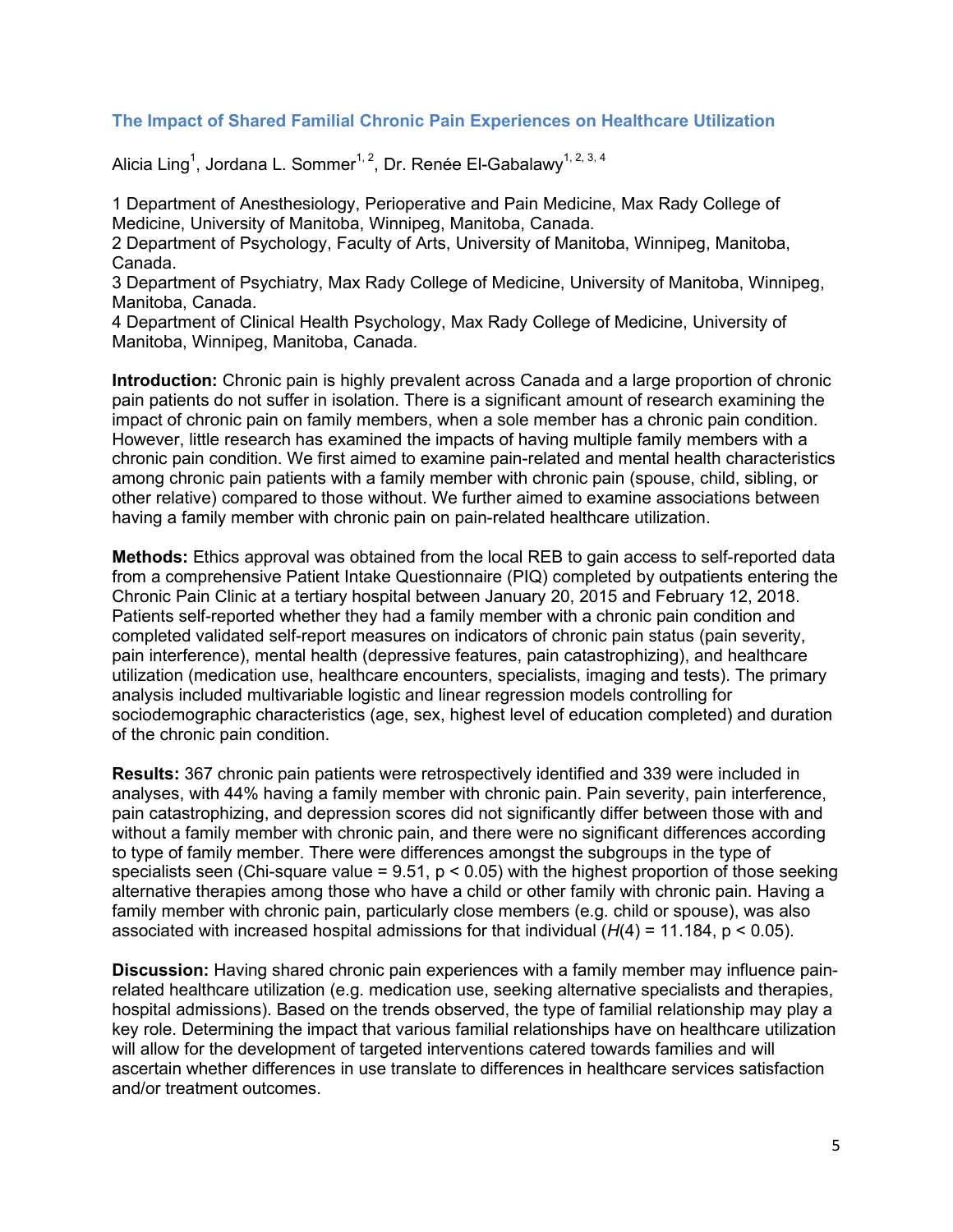## The Impact of Shared Familial Chronic Pain Experiences on Healthcare Utilization

Alicia Ling[1], Jordana L. Sommer[1, 2], Dr. Renée El-Gabalawy[1, 2, 3, 4]

1 Department of Anesthesiology, Perioperative and Pain Medicine, Max Rady College of Medicine, University of Manitoba, Winnipeg, Manitoba, Canada.
2 Department of Psychology, Faculty of Arts, University of Manitoba, Winnipeg, Manitoba, Canada.
3 Department of Psychiatry, Max Rady College of Medicine, University of Manitoba, Winnipeg, Manitoba, Canada.
4 Department of Clinical Health Psychology, Max Rady College of Medicine, University of Manitoba, Winnipeg, Manitoba, Canada.

**Introduction:** Chronic pain is highly prevalent across Canada and a large proportion of chronic pain patients do not suffer in isolation. There is a significant amount of research examining the impact of chronic pain on family members, when a sole member has a chronic pain condition. However, little research has examined the impacts of having multiple family members with a chronic pain condition. We first aimed to examine pain-related and mental health characteristics among chronic pain patients with a family member with chronic pain (spouse, child, sibling, or other relative) compared to those without. We further aimed to examine associations between having a family member with chronic pain on pain-related healthcare utilization.

**Methods:** Ethics approval was obtained from the local REB to gain access to self-reported data from a comprehensive Patient Intake Questionnaire (PIQ) completed by outpatients entering the Chronic Pain Clinic at a tertiary hospital between January 20, 2015 and February 12, 2018. Patients self-reported whether they had a family member with a chronic pain condition and completed validated self-report measures on indicators of chronic pain status (pain severity, pain interference), mental health (depressive features, pain catastrophizing), and healthcare utilization (medication use, healthcare encounters, specialists, imaging and tests). The primary analysis included multivariable logistic and linear regression models controlling for sociodemographic characteristics (age, sex, highest level of education completed) and duration of the chronic pain condition.

**Results:** 367 chronic pain patients were retrospectively identified and 339 were included in analyses, with 44% having a family member with chronic pain. Pain severity, pain interference, pain catastrophizing, and depression scores did not significantly differ between those with and without a family member with chronic pain, and there were no significant differences according to type of family member. There were differences amongst the subgroups in the type of specialists seen (Chi-square value = 9.51, $p < 0.05$) with the highest proportion of those seeking alternative therapies among those who have a child or other family with chronic pain. Having a family member with chronic pain, particularly close members (e.g. child or spouse), was also associated with increased hospital admissions for that individual ($H(4) = 11.184$, $p < 0.05$).

**Discussion:** Having shared chronic pain experiences with a family member may influence pain-related healthcare utilization (e.g. medication use, seeking alternative specialists and therapies, hospital admissions). Based on the trends observed, the type of familial relationship may play a key role. Determining the impact that various familial relationships have on healthcare utilization will allow for the development of targeted interventions catered towards families and will ascertain whether differences in use translate to differences in healthcare services satisfaction and/or treatment outcomes.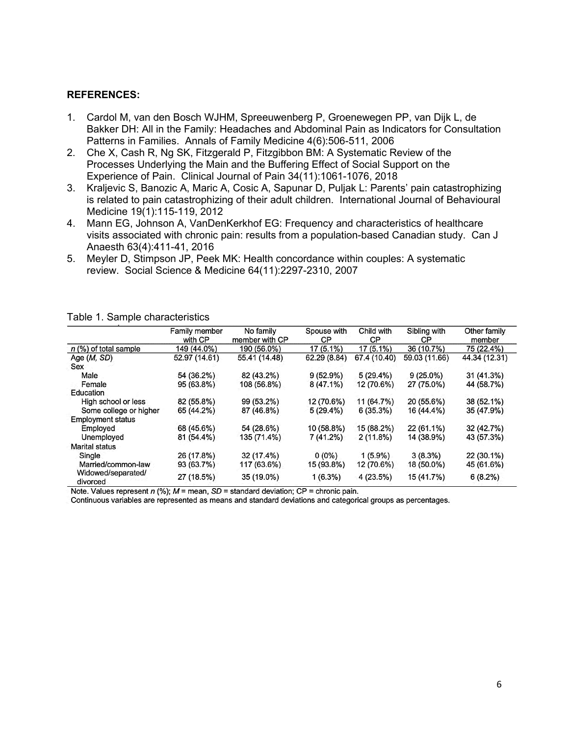**REFERENCES:**

1. Cardol M, van den Bosch WJHM, Spreeuwenberg P, Groenewegen PP, van Dijk L, de Bakker DH: All in the Family: Headaches and Abdominal Pain as Indicators for Consultation Patterns in Families. Annals of Family Medicine 4(6):506-511, 2006
2. Che X, Cash R, Ng SK, Fitzgerald P, Fitzgibbon BM: A Systematic Review of the Processes Underlying the Main and the Buffering Effect of Social Support on the Experience of Pain. Clinical Journal of Pain 34(11):1061-1076, 2018
3. Kraljevic S, Banozic A, Maric A, Cosic A, Sapunar D, Puljak L: Parents' pain catastrophizing is related to pain catastrophizing of their adult children. International Journal of Behavioural Medicine 19(1):115-119, 2012
4. Mann EG, Johnson A, VanDenKerkhof EG: Frequency and characteristics of healthcare visits associated with chronic pain: results from a population-based Canadian study. Can J Anaesth 63(4):411-41, 2016
5. Meyler D, Stimpson JP, Peek MK: Health concordance within couples: A systematic review. Social Science & Medicine 64(11):2297-2310, 2007

Table 1. Sample characteristics

| | Family member with CP | No family member with CP | Spouse with CP | Child with CP | Sibling with CP | Other family member |
|---|---|---|---|---|---|---|
| *n* (%) of total sample | 149 (44.0%) | 190 (56.0%) | 17 (5.1%) | 17 (5.1%) | 36 (10.7%) | 75 (22.4%) |
| Age (*M, SD*) | 52.97 (14.61) | 55.41 (14.48) | 62.29 (8.84) | 67.4 (10.40) | 59.03 (11.66) | 44.34 (12.31) |
| Sex | | | | | | |
| Male | 54 (36.2%) | 82 (43.2%) | 9 (52.9%) | 5 (29.4%) | 9 (25.0%) | 31 (41.3%) |
| Female | 95 (63.8%) | 108 (56.8%) | 8 (47.1%) | 12 (70.6%) | 27 (75.0%) | 44 (58.7%) |
| Education | | | | | | |
| High school or less | 82 (55.8%) | 99 (53.2%) | 12 (70.6%) | 11 (64.7%) | 20 (55.6%) | 38 (52.1%) |
| Some college or higher | 65 (44.2%) | 87 (46.8%) | 5 (29.4%) | 6 (35.3%) | 16 (44.4%) | 35 (47.9%) |
| Employment status | | | | | | |
| Employed | 68 (45.6%) | 54 (28.6%) | 10 (58.8%) | 15 (88.2%) | 22 (61.1%) | 32 (42.7%) |
| Unemployed | 81 (54.4%) | 135 (71.4%) | 7 (41.2%) | 2 (11.8%) | 14 (38.9%) | 43 (57.3%) |
| Marital status | | | | | | |
| Single | 26 (17.8%) | 32 (17.4%) | 0 (0%) | 1 (5.9%) | 3 (8.3%) | 22 (30.1%) |
| Married/common-law | 93 (63.7%) | 117 (63.6%) | 15 (93.8%) | 12 (70.6%) | 18 (50.0%) | 45 (61.6%) |
| Widowed/separated/ divorced | 27 (18.5%) | 35 (19.0%) | 1 (6.3%) | 4 (23.5%) | 15 (41.7%) | 6 (8.2%) |

Note. Values represent *n* (%); *M* = mean, *SD* = standard deviation; CP = chronic pain.
Continuous variables are represented as means and standard deviations and categorical groups as percentages.